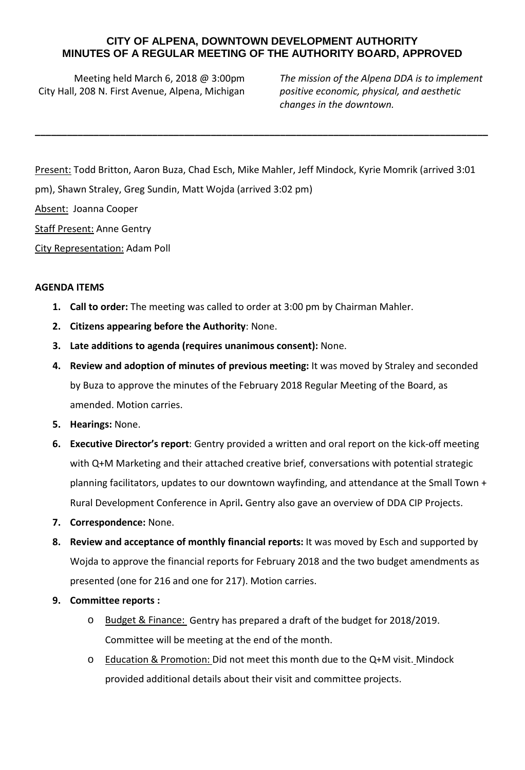**CITY OF ALPENA, DOWNTOWN DEVELOPMENT AUTHORITY**
**MINUTES OF A REGULAR MEETING OF THE AUTHORITY BOARD, APPROVED**

Meeting held March 6, 2018 @ 3:00pm
City Hall, 208 N. First Avenue, Alpena, Michigan

*The mission of the Alpena DDA is to implement positive economic, physical, and aesthetic changes in the downtown.*

---

Present: Todd Britton, Aaron Buza, Chad Esch, Mike Mahler, Jeff Mindock, Kyrie Momrik (arrived 3:01 pm), Shawn Straley, Greg Sundin, Matt Wojda (arrived 3:02 pm)

Absent: Joanna Cooper

Staff Present: Anne Gentry

City Representation: Adam Poll

**AGENDA ITEMS**

1. **Call to order:** The meeting was called to order at 3:00 pm by Chairman Mahler.
2. **Citizens appearing before the Authority**: None.
3. **Late additions to agenda (requires unanimous consent):** None.
4. **Review and adoption of minutes of previous meeting:** It was moved by Straley and seconded by Buza to approve the minutes of the February 2018 Regular Meeting of the Board, as amended. Motion carries.
5. **Hearings:** None.
6. **Executive Director's report**: Gentry provided a written and oral report on the kick-off meeting with Q+M Marketing and their attached creative brief, conversations with potential strategic planning facilitators, updates to our downtown wayfinding, and attendance at the Small Town + Rural Development Conference in April**.** Gentry also gave an overview of DDA CIP Projects.
7. **Correspondence:** None.
8. **Review and acceptance of monthly financial reports:** It was moved by Esch and supported by Wojda to approve the financial reports for February 2018 and the two budget amendments as presented (one for 216 and one for 217). Motion carries.
9. **Committee reports :**
   - Budget & Finance: Gentry has prepared a draft of the budget for 2018/2019. Committee will be meeting at the end of the month.
   - Education & Promotion: Did not meet this month due to the Q+M visit. Mindock provided additional details about their visit and committee projects.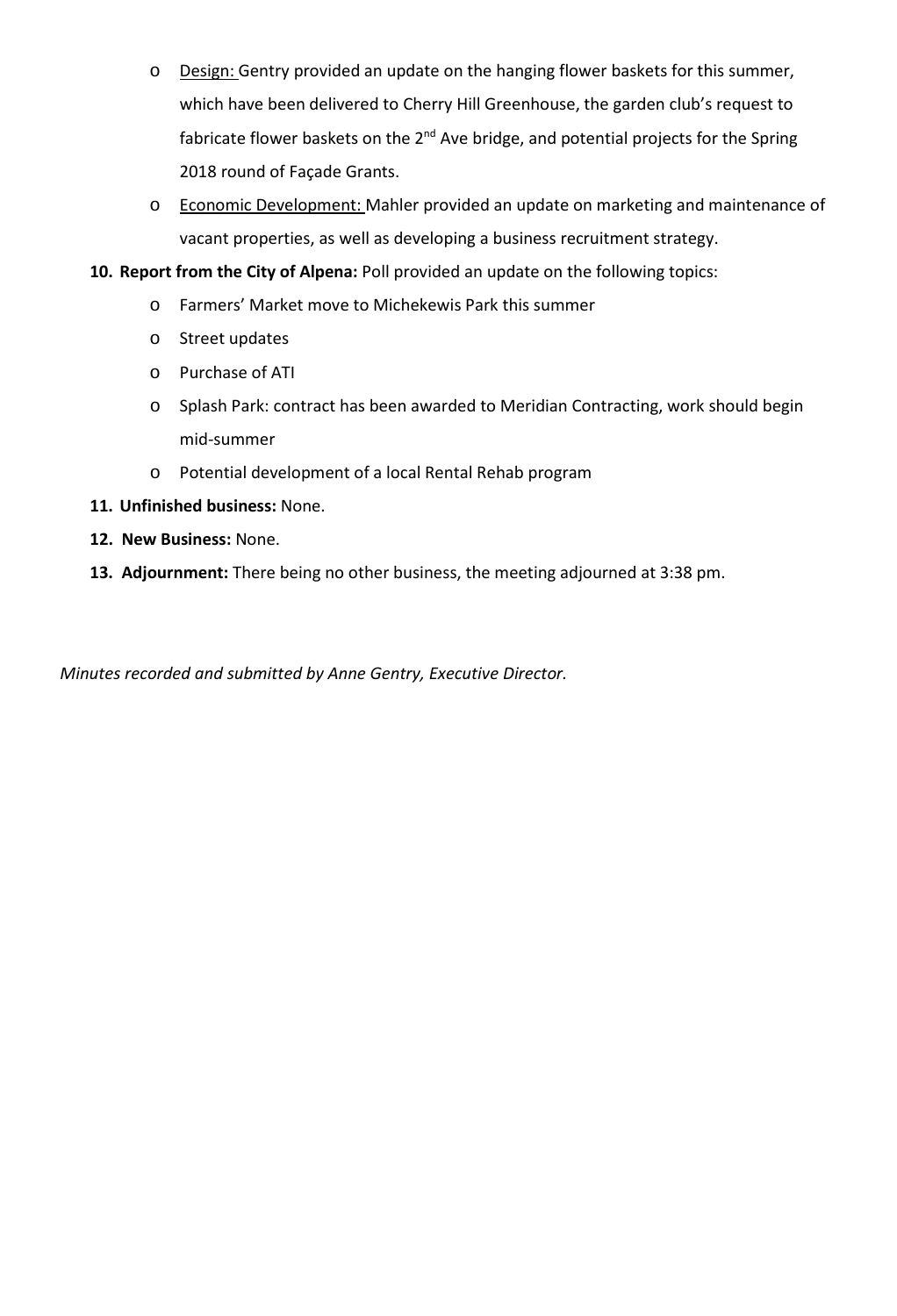- <u>Design:</u> Gentry provided an update on the hanging flower baskets for this summer, which have been delivered to Cherry Hill Greenhouse, the garden club's request to fabricate flower baskets on the 2nd Ave bridge, and potential projects for the Spring 2018 round of Façade Grants.
- <u>Economic Development:</u> Mahler provided an update on marketing and maintenance of vacant properties, as well as developing a business recruitment strategy.

**10. Report from the City of Alpena:** Poll provided an update on the following topics:

- Farmers' Market move to Michekewis Park this summer
- Street updates
- Purchase of ATI
- Splash Park: contract has been awarded to Meridian Contracting, work should begin mid-summer
- Potential development of a local Rental Rehab program

**11. Unfinished business:** None.

**12. New Business:** None.

**13. Adjournment:** There being no other business, the meeting adjourned at 3:38 pm.

*Minutes recorded and submitted by Anne Gentry, Executive Director.*